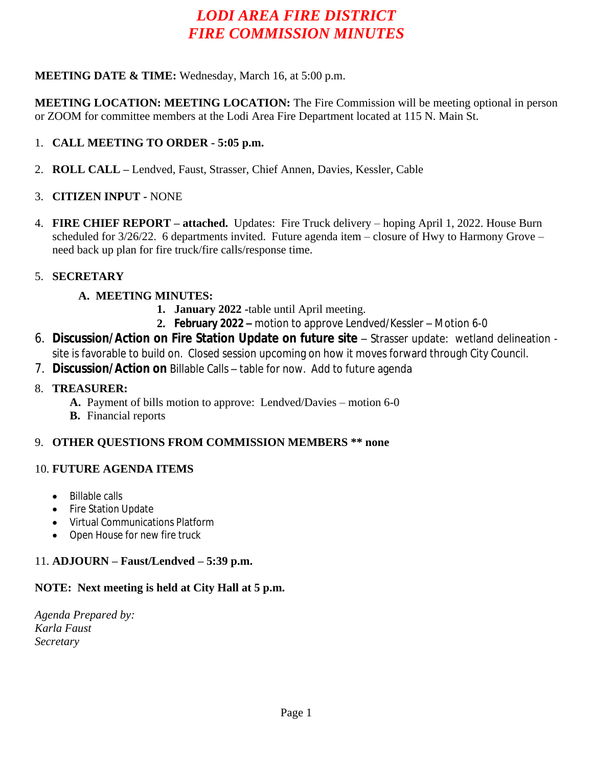# *LODI AREA FIRE DISTRICT*
# *FIRE COMMISSION MINUTES*

**MEETING DATE & TIME:** Wednesday, March 16, at 5:00 p.m.

**MEETING LOCATION: MEETING LOCATION:** The Fire Commission will be meeting optional in person or ZOOM for committee members at the Lodi Area Fire Department located at 115 N. Main St.

1. **CALL MEETING TO ORDER - 5:05 p.m.**

2. **ROLL CALL –** Lendved, Faust, Strasser, Chief Annen, Davies, Kessler, Cable

3. **CITIZEN INPUT -** NONE

4. **FIRE CHIEF REPORT – attached.** Updates: Fire Truck delivery – hoping April 1, 2022. House Burn scheduled for 3/26/22. 6 departments invited. Future agenda item – closure of Hwy to Harmony Grove – need back up plan for fire truck/fire calls/response time.

5. **SECRETARY**

   **A. MEETING MINUTES:**

   1. **January 2022 -**table until April meeting.
   2. **February 2022 –** motion to approve Lendved/Kessler – Motion 6-0

6. **Discussion/Action on Fire Station Update on future site** – Strasser update: wetland delineation - site is favorable to build on. Closed session upcoming on how it moves forward through City Council.

7. **Discussion/Action on** Billable Calls – table for now. Add to future agenda

8. **TREASURER:**

   **A.** Payment of bills motion to approve: Lendved/Davies – motion 6-0

   **B.** Financial reports

9. **OTHER QUESTIONS FROM COMMISSION MEMBERS ** none**

10. **FUTURE AGENDA ITEMS**

    - Billable calls
    - Fire Station Update
    - Virtual Communications Platform
    - Open House for new fire truck

11. **ADJOURN – Faust/Lendved – 5:39 p.m.**

**NOTE: Next meeting is held at City Hall at 5 p.m.**

*Agenda Prepared by:*
*Karla Faust*
*Secretary*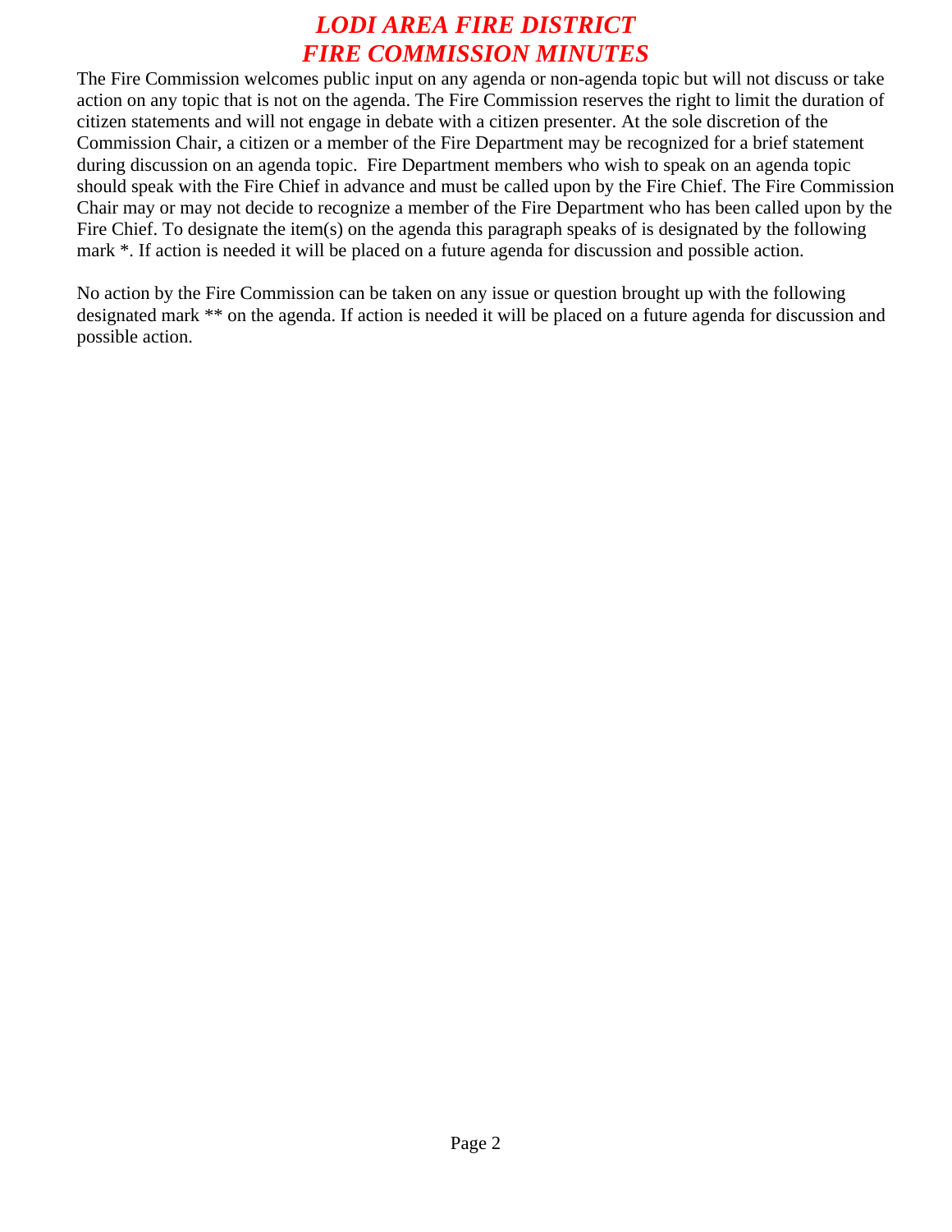# *LODI AREA FIRE DISTRICT*
# *FIRE COMMISSION MINUTES*

The Fire Commission welcomes public input on any agenda or non-agenda topic but will not discuss or take action on any topic that is not on the agenda. The Fire Commission reserves the right to limit the duration of citizen statements and will not engage in debate with a citizen presenter. At the sole discretion of the Commission Chair, a citizen or a member of the Fire Department may be recognized for a brief statement during discussion on an agenda topic. Fire Department members who wish to speak on an agenda topic should speak with the Fire Chief in advance and must be called upon by the Fire Chief. The Fire Commission Chair may or may not decide to recognize a member of the Fire Department who has been called upon by the Fire Chief. To designate the item(s) on the agenda this paragraph speaks of is designated by the following mark *. If action is needed it will be placed on a future agenda for discussion and possible action.

No action by the Fire Commission can be taken on any issue or question brought up with the following designated mark ** on the agenda. If action is needed it will be placed on a future agenda for discussion and possible action.